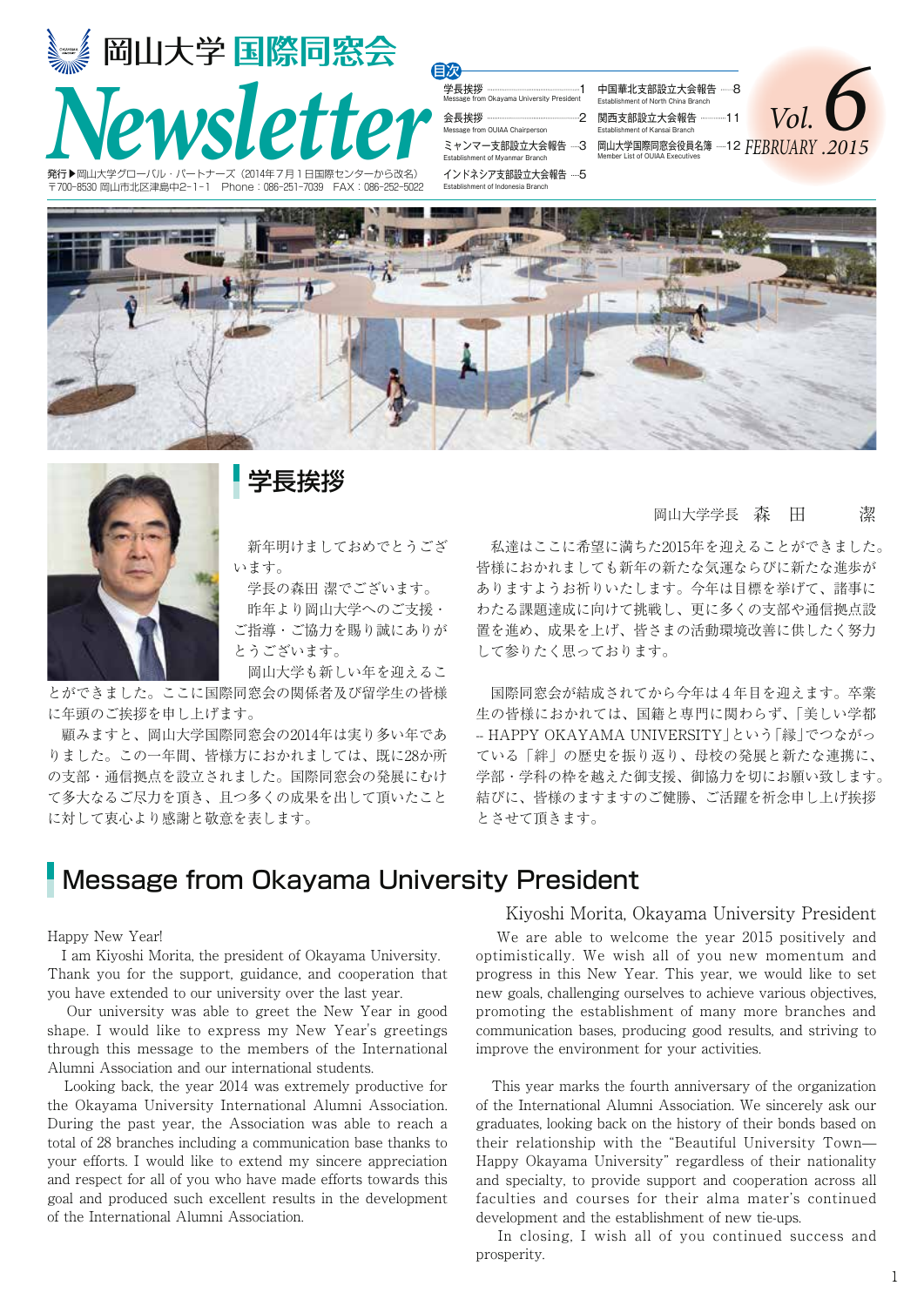# 岡山大学 国際同窓会 Newsletter

Vol. 6 FEBRUARY .2015

発行▶岡山大学グローバル・パートナーズ（2014年7月1日国際センターから改名）
〒700-8530 岡山市北区津島中2-1-1 Phone：086-251-7039 FAX：086-252-5022

## 目次

- 学長挨拶 Message from Okayama University President …… 1
- 会長挨拶 Message from OUIAA Chairperson …… 2
- ミャンマー支部設立大会報告 Establishment of Myanmar Branch …… 3
- インドネシア支部設立大会報告 Establishment of Indonesia Branch …… 5
- 中国華北支部設立大会報告 Establishment of North China Branch …… 8
- 関西支部設立大会報告 Establishment of Kansai Branch …… 11
- 岡山大学国際同窓会役員名簿 Member List of OUIAA Executives …… 12

## 学長挨拶

岡山大学学長　森　田　　潔

新年明けましておめでとうございます。

学長の森田 潔でございます。

昨年より岡山大学へのご支援・ご指導・ご協力を賜り誠にありがとうございます。

岡山大学も新しい年を迎えることができました。ここに国際同窓会の関係者及び留学生の皆様に年頭のご挨拶を申し上げます。

顧みますと、岡山大学国際同窓会の2014年は実り多い年でありました。この一年間、皆様方におかれましては、既に28か所の支部・通信拠点を設立されました。国際同窓会の発展にむけて多大なるご尽力を頂き、且つ多くの成果を出して頂いたことに対して衷心より感謝と敬意を表します。

私達はここに希望に満ちた2015年を迎えることができました。皆様におかれましても新年の新たな気運ならびに新たな進歩がありますようお祈りいたします。今年は目標を挙げて、諸事にわたる課題達成に向けて挑戦し、更に多くの支部や通信拠点設置を進め、成果を上げ、皆さまの活動環境改善に供したく努力して参りたく思っております。

国際同窓会が結成されてから今年は４年目を迎えます。卒業生の皆様におかれましては、国籍と専門に関わらず、「美しい学都 -- HAPPY OKAYAMA UNIVERSITY」という「縁」でつながっている「絆」の歴史を振り返り、母校の発展と新たな連携に、学部・学科の枠を越えた御支援、御協力を切にお願い致します。結びに、皆様のますますのご健勝、ご活躍を祈念申し上げ挨拶とさせて頂きます。

## Message from Okayama University President

Kiyoshi Morita, Okayama University President

Happy New Year!

I am Kiyoshi Morita, the president of Okayama University. Thank you for the support, guidance, and cooperation that you have extended to our university over the last year.

Our university was able to greet the New Year in good shape. I would like to express my New Year's greetings through this message to the members of the International Alumni Association and our international students.

Looking back, the year 2014 was extremely productive for the Okayama University International Alumni Association. During the past year, the Association was able to reach a total of 28 branches including a communication base thanks to your efforts. I would like to extend my sincere appreciation and respect for all of you who have made efforts towards this goal and produced such excellent results in the development of the International Alumni Association.

We are able to welcome the year 2015 positively and optimistically. We wish all of you new momentum and progress in this New Year. This year, we would like to set new goals, challenging ourselves to achieve various objectives, promoting the establishment of many more branches and communication bases, producing good results, and striving to improve the environment for your activities.

This year marks the fourth anniversary of the organization of the International Alumni Association. We sincerely ask our graduates, looking back on the history of their bonds based on their relationship with the "Beautiful University Town—Happy Okayama University" regardless of their nationality and specialty, to provide support and cooperation across all faculties and courses for their alma mater's continued development and the establishment of new tie-ups.

In closing, I wish all of you continued success and prosperity.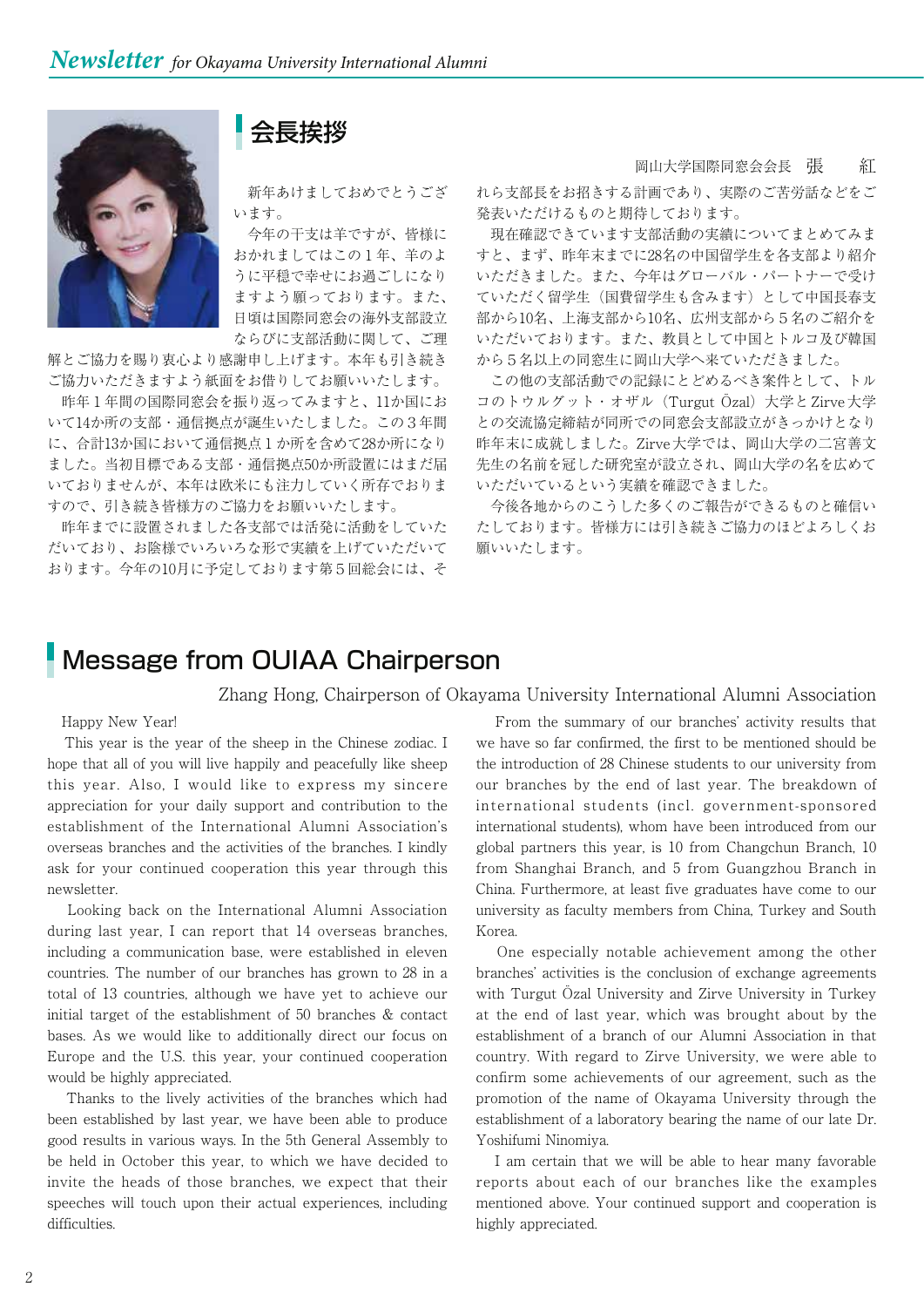## 会長挨拶

岡山大学国際同窓会会長　張　　紅

新年あけましておめでとうございます。

今年の干支は羊ですが、皆様におかれましてはこの１年、羊のように平穏で幸せにお過ごしになりますよう願っております。また、日頃は国際同窓会の海外支部設立ならびに支部活動に関して、ご理解とご協力を賜り衷心より感謝申し上げます。本年も引き続きご協力いただきますよう紙面をお借りしてお願いいたします。

昨年１年間の国際同窓会を振り返ってみますと、11か国において14か所の支部・通信拠点が誕生いたしました。この３年間に、合計13か国において通信拠点１か所を含めて28か所になりました。当初目標である支部・通信拠点50か所設置にはまだ届いておりませんが、本年は欧米にも注力していく所存でおりますので、引き続き皆様方のご協力をお願いいたします。

昨年までに設置されました各支部では活発に活動をしていただいており、お陰様でいろいろな形で実績を上げていただいております。今年の10月に予定しております第５回総会には、それら支部長をお招きする計画であり、実際のご苦労話などをご発表いただけるものと期待しております。

現在確認できています支部活動の実績についてまとめてみますと、まず、昨年末までに28名の中国留学生を各支部より紹介いただきました。また、今年はグローバル・パートナーで受けていただく留学生（国費留学生も含みます）として中国長春支部から10名、上海支部から10名、広州支部から５名のご紹介をいただいております。また、教員として中国とトルコ及び韓国から５名以上の同窓生に岡山大学へ来ていただきました。

この他の支部活動での記録にとどめるべき案件として、トルコのトゥルグット・オザル（Turgut Özal）大学とZirve大学との交流協定締結が同所での同窓会支部設立がきっかけとなり昨年末に成就しました。Zirve大学では、岡山大学の二宮善文先生の名前を冠した研究室が設立され、岡山大学の名を広めていただいているという実績を確認できました。

今後各地からのこうした多くのご報告ができるものと確信いたしております。皆様方には引き続きご協力のほどよろしくお願いいたします。

## Message from OUIAA Chairperson

Zhang Hong, Chairperson of Okayama University International Alumni Association

Happy New Year!

This year is the year of the sheep in the Chinese zodiac. I hope that all of you will live happily and peacefully like sheep this year. Also, I would like to express my sincere appreciation for your daily support and contribution to the establishment of the International Alumni Association's overseas branches and the activities of the branches. I kindly ask for your continued cooperation this year through this newsletter.

Looking back on the International Alumni Association during last year, I can report that 14 overseas branches, including a communication base, were established in eleven countries. The number of our branches has grown to 28 in a total of 13 countries, although we have yet to achieve our initial target of the establishment of 50 branches & contact bases. As we would like to additionally direct our focus on Europe and the U.S. this year, your continued cooperation would be highly appreciated.

Thanks to the lively activities of the branches which had been established by last year, we have been able to produce good results in various ways. In the 5th General Assembly to be held in October this year, to which we have decided to invite the heads of those branches, we expect that their speeches will touch upon their actual experiences, including difficulties.

From the summary of our branches' activity results that we have so far confirmed, the first to be mentioned should be the introduction of 28 Chinese students to our university from our branches by the end of last year. The breakdown of international students (incl. government-sponsored international students), whom have been introduced from our global partners this year, is 10 from Changchun Branch, 10 from Shanghai Branch, and 5 from Guangzhou Branch in China. Furthermore, at least five graduates have come to our university as faculty members from China, Turkey and South Korea.

One especially notable achievement among the other branches' activities is the conclusion of exchange agreements with Turgut Özal University and Zirve University in Turkey at the end of last year, which was brought about by the establishment of a branch of our Alumni Association in that country. With regard to Zirve University, we were able to confirm some achievements of our agreement, such as the promotion of the name of Okayama University through the establishment of a laboratory bearing the name of our late Dr. Yoshifumi Ninomiya.

I am certain that we will be able to hear many favorable reports about each of our branches like the examples mentioned above. Your continued support and cooperation is highly appreciated.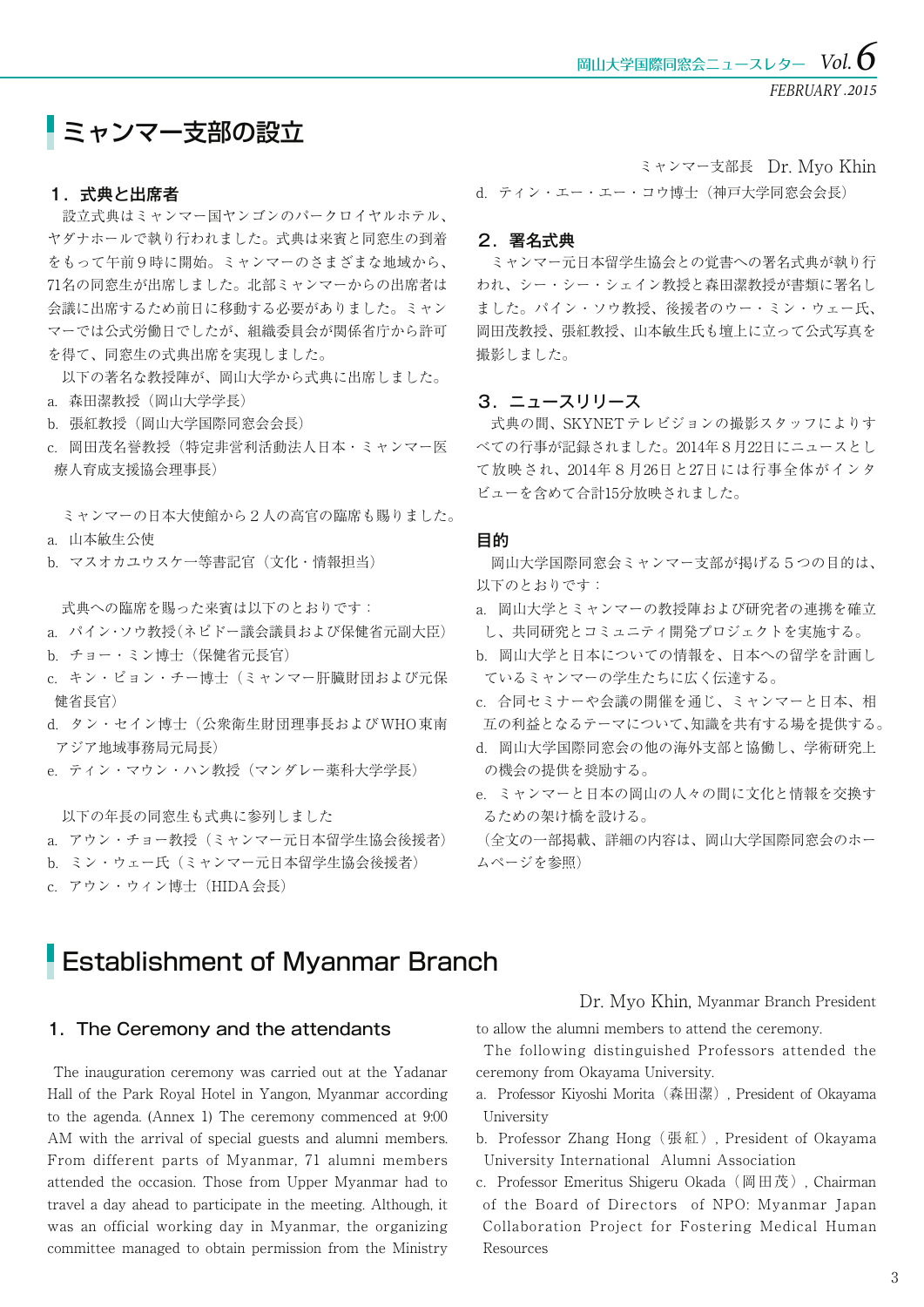# ミャンマー支部の設立

ミャンマー支部長　Dr. Myo Khin

## 1．式典と出席者

設立式典はミャンマー国ヤンゴンのパークロイヤルホテル、ヤダナホールで執り行われました。式典は来賓と同窓生の到着をもって午前９時に開始。ミャンマーのさまざまな地域から、71名の同窓生が出席しました。北部ミャンマーからの出席者は会議に出席するため前日に移動する必要がありました。ミャンマーでは公式労働日でしたが、組織委員会が関係省庁から許可を得て、同窓生の式典出席を実現しました。

以下の著名な教授陣が、岡山大学から式典に出席しました。

a. 森田潔教授（岡山大学学長）
b. 張紅教授（岡山大学国際同窓会会長）
c. 岡田茂名誉教授（特定非営利活動法人日本・ミャンマー医療人育成支援協会理事長）

ミャンマーの日本大使館から２人の高官の臨席も賜りました。

a. 山本敏生公使
b. マスオカユウスケ一等書記官（文化・情報担当）

式典への臨席を賜った来賓は以下のとおりです：

a. パイン・ソウ教授（ネピドー議会議員および保健省元副大臣）
b. チョー・ミン博士（保健省元長官）
c. キン・ピョン・チー博士（ミャンマー肝臓財団および元保健省長官）
d. タン・セイン博士（公衆衛生財団理事長およびWHO東南アジア地域事務局元局長）
e. ティン・マウン・ハン教授（マンダレー薬科大学学長）

以下の年長の同窓生も式典に参列しました

a. アウン・チョー教授（ミャンマー元日本留学生協会後援者）
b. ミン・ウェー氏（ミャンマー元日本留学生協会後援者）
c. アウン・ウィン博士（HIDA会長）
d. ティン・エー・エー・コウ博士（神戸大学同窓会会長）

## 2．署名式典

ミャンマー元日本留学生協会との覚書への署名式典が執り行われ、シー・シー・シェイン教授と森田潔教授が書類に署名しました。パイン・ソウ教授、後援者のウー・ミン・ウェー氏、岡田茂教授、張紅教授、山本敏生氏も壇上に立って公式写真を撮影しました。

## 3．ニュースリリース

式典の間、SKYNETテレビジョンの撮影スタッフによりすべての行事が記録されました。2014年８月22日にニュースとして放映され、2014年８月26日と27日には行事全体がインタビューを含めて合計15分放映されました。

## 目的

岡山大学国際同窓会ミャンマー支部が掲げる５つの目的は、以下のとおりです：

a. 岡山大学とミャンマーの教授陣および研究者の連携を確立し、共同研究とコミュニティ開発プロジェクトを実施する。
b. 岡山大学と日本についての情報を、日本への留学を計画しているミャンマーの学生たちに広く伝達する。
c. 合同セミナーや会議の開催を通じ、ミャンマーと日本、相互の利益となるテーマについて、知識を共有する場を提供する。
d. 岡山大学国際同窓会の他の海外支部と協働し、学術研究上の機会の提供を奨励する。
e. ミャンマーと日本の岡山の人々の間に文化と情報を交換するための架け橋を設ける。

（全文の一部掲載、詳細の内容は、岡山大学国際同窓会のホームページを参照）

# Establishment of Myanmar Branch

Dr. Myo Khin, Myanmar Branch President

## 1. The Ceremony and the attendants

The inauguration ceremony was carried out at the Yadanar Hall of the Park Royal Hotel in Yangon, Myanmar according to the agenda. (Annex 1) The ceremony commenced at 9:00 AM with the arrival of special guests and alumni members. From different parts of Myanmar, 71 alumni members attended the occasion. Those from Upper Myanmar had to travel a day ahead to participate in the meeting. Although, it was an official working day in Myanmar, the organizing committee managed to obtain permission from the Ministry to allow the alumni members to attend the ceremony.

The following distinguished Professors attended the ceremony from Okayama University.

a. Professor Kiyoshi Morita（森田潔）, President of Okayama University
b. Professor Zhang Hong（張紅）, President of Okayama University International Alumni Association
c. Professor Emeritus Shigeru Okada（岡田茂）, Chairman of the Board of Directors of NPO: Myanmar Japan Collaboration Project for Fostering Medical Human Resources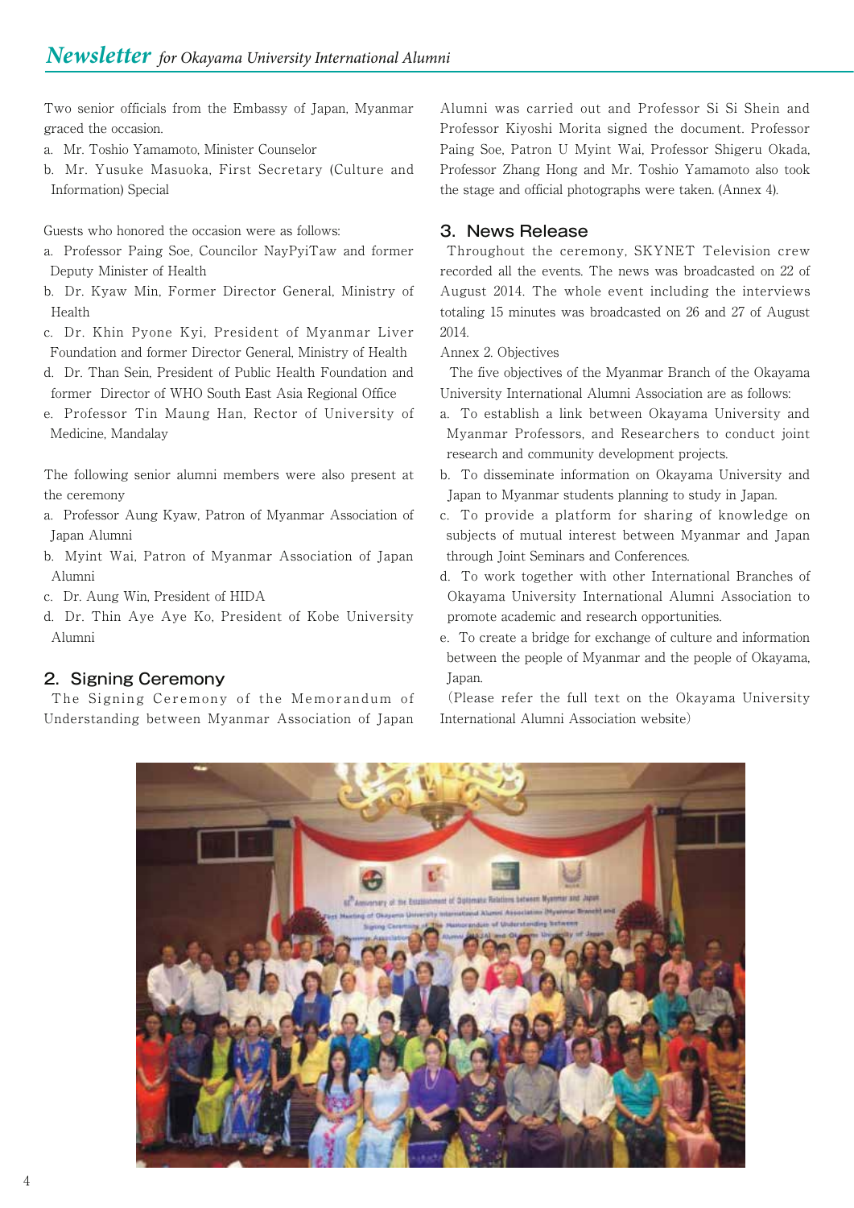Two senior officials from the Embassy of Japan, Myanmar graced the occasion.

a. Mr. Toshio Yamamoto, Minister Counselor
b. Mr. Yusuke Masuoka, First Secretary (Culture and Information) Special

Guests who honored the occasion were as follows:

a. Professor Paing Soe, Councilor NayPyiTaw and former Deputy Minister of Health
b. Dr. Kyaw Min, Former Director General, Ministry of Health
c. Dr. Khin Pyone Kyi, President of Myanmar Liver Foundation and former Director General, Ministry of Health
d. Dr. Than Sein, President of Public Health Foundation and former Director of WHO South East Asia Regional Office
e. Professor Tin Maung Han, Rector of University of Medicine, Mandalay

The following senior alumni members were also present at the ceremony

a. Professor Aung Kyaw, Patron of Myanmar Association of Japan Alumni
b. Myint Wai, Patron of Myanmar Association of Japan Alumni
c. Dr. Aung Win, President of HIDA
d. Dr. Thin Aye Aye Ko, President of Kobe University Alumni

## 2. Signing Ceremony

The Signing Ceremony of the Memorandum of Understanding between Myanmar Association of Japan Alumni was carried out and Professor Si Si Shein and Professor Kiyoshi Morita signed the document. Professor Paing Soe, Patron U Myint Wai, Professor Shigeru Okada, Professor Zhang Hong and Mr. Toshio Yamamoto also took the stage and official photographs were taken. (Annex 4).

## 3. News Release

Throughout the ceremony, SKYNET Television crew recorded all the events. The news was broadcasted on 22 of August 2014. The whole event including the interviews totaling 15 minutes was broadcasted on 26 and 27 of August 2014.

Annex 2. Objectives

The five objectives of the Myanmar Branch of the Okayama University International Alumni Association are as follows:

a. To establish a link between Okayama University and Myanmar Professors, and Researchers to conduct joint research and community development projects.
b. To disseminate information on Okayama University and Japan to Myanmar students planning to study in Japan.
c. To provide a platform for sharing of knowledge on subjects of mutual interest between Myanmar and Japan through Joint Seminars and Conferences.
d. To work together with other International Branches of Okayama University International Alumni Association to promote academic and research opportunities.
e. To create a bridge for exchange of culture and information between the people of Myanmar and the people of Okayama, Japan.

(Please refer the full text on the Okayama University International Alumni Association website)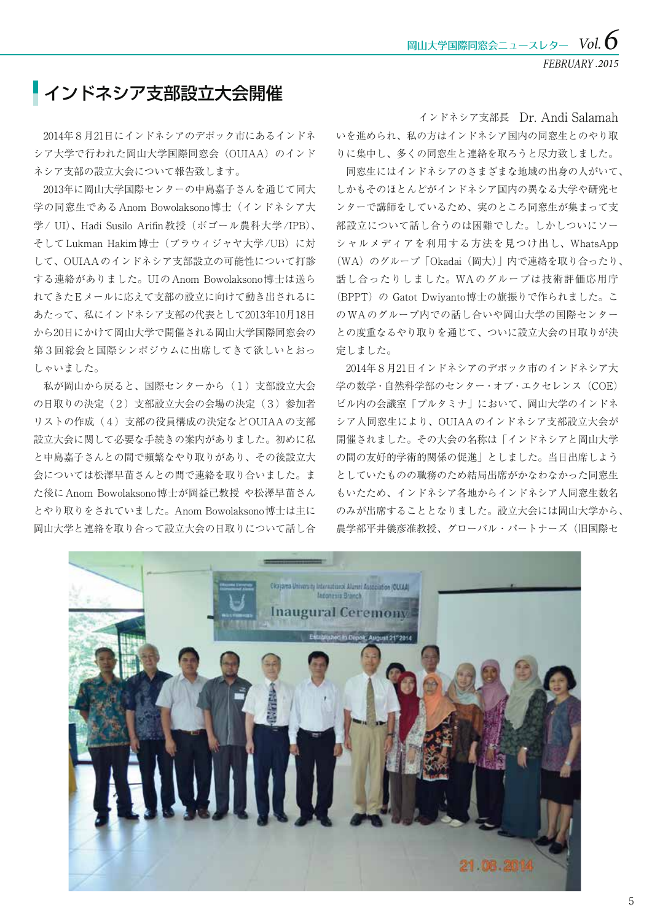# インドネシア支部設立大会開催

インドネシア支部長　Dr. Andi Salamah

2014年８月21日にインドネシアのデポック市にあるインドネシア大学で行われた岡山大学国際同窓会（OUIAA）のインドネシア支部の設立大会について報告致します。

2013年に岡山大学国際センターの中島嘉子さんを通じて同大学の同窓生であるAnom Bowolaksono博士（インドネシア大学/ UI）、Hadi Susilo Arifin教授（ボゴール農科大学/IPB）、そしてLukman Hakim博士（ブラウィジャヤ大学/UB）に対して、OUIAAのインドネシア支部設立の可能性について打診する連絡がありました。UIのAnom Bowolaksono博士は送られてきたEメールに応えて支部の設立に向けて動き出されるにあたって、私にインドネシア支部の代表として2013年10月18日から20日にかけて岡山大学で開催される岡山大学国際同窓会の第３回総会と国際シンポジウムに出席してきて欲しいとおっしゃいました。

私が岡山から戻ると、国際センターから（１）支部設立大会の日取りの決定（２）支部設立大会の会場の決定（３）参加者リストの作成（４）支部の役員構成の決定などOUIAAの支部設立大会に関して必要な手続きの案内がありました。初めに私と中島嘉子さんとの間で頻繁なやり取りがあり、その後設立大会については松澤早苗さんとの間で連絡を取り合いました。また後にAnom Bowolaksono博士が岡益已教授 や松澤早苗さんとやり取りをされていました。Anom Bowolaksono博士は主に岡山大学と連絡を取り合って設立大会の日取りについて話し合いを進められ、私の方はインドネシア国内の同窓生とのやり取りに集中し、多くの同窓生と連絡を取ろうと尽力致しました。

同窓生にはインドネシアのさまざまな地域の出身の人がいて、しかもそのほとんどがインドネシア国内の異なる大学や研究センターで講師をしているため、実のところ同窓生が集まって支部設立について話し合うのは困難でした。しかしついにソーシャルメディアを利用する方法を見つけ出し、WhatsApp（WA）のグループ「Okadai（岡大）」内で連絡を取り合ったり、話し合ったりしました。WAのグループは技術評価応用庁（BPPT）の Gatot Dwiyanto博士の旗振りで作られました。このWAのグループ内での話し合いや岡山大学の国際センターとの度重なるやり取りを通じて、ついに設立大会の日取りが決定しました。

2014年８月21日インドネシアのデポック市のインドネシア大学の数学・自然科学部のセンター・オブ・エクセレンス（COE）ビル内の会議室「プルタミナ」において、岡山大学のインドネシア人同窓生により、OUIAAのインドネシア支部設立大会が開催されました。その大会の名称は「インドネシアと岡山大学の間の友好的学術的関係の促進」としました。当日出席しようとしていたものの職務のため結局出席がかなわなかった同窓生もいたため、インドネシア各地からインドネシア人同窓生数名のみが出席することとなりました。設立大会には岡山大学から、農学部平井儀彦准教授、グローバル・パートナーズ（旧国際セ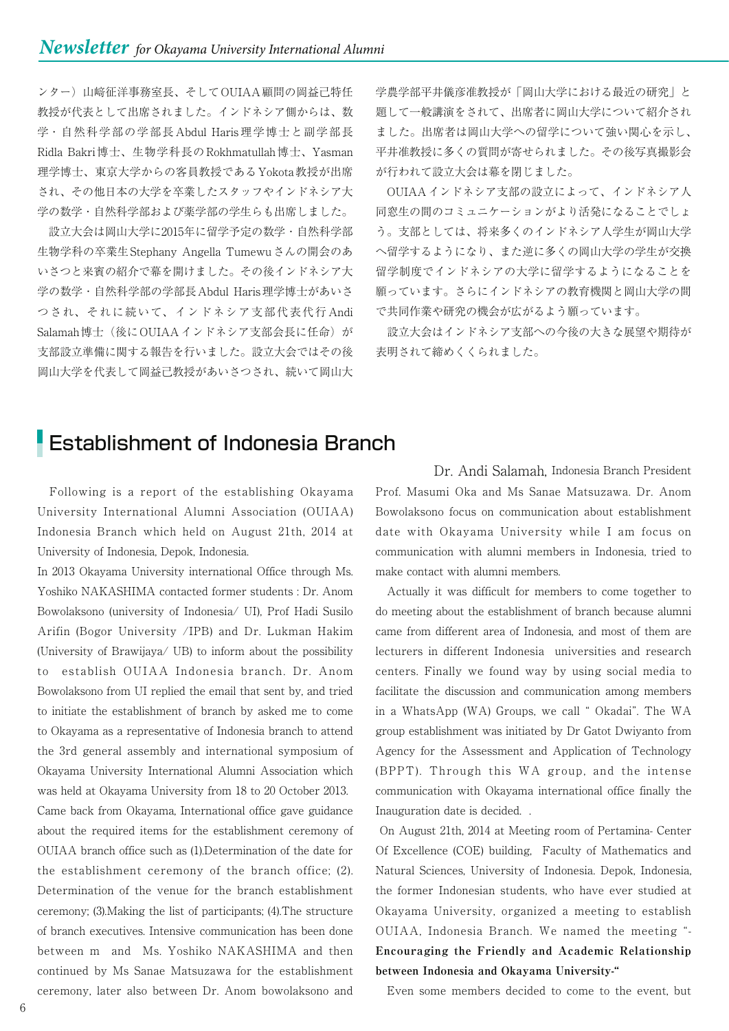ンター）山﨑征洋事務室長、そしてOUIAA顧問の岡益己特任教授が代表として出席されました。インドネシア側からは、数学・自然科学部の学部長Abdul Haris理学博士と副学部長Ridla Bakri博士、生物学科長のRokhmatullah博士、Yasman理学博士、東京大学からの客員教授であるYokota教授が出席され、その他日本の大学を卒業したスタッフやインドネシア大学の数学・自然科学部および薬学部の学生らも出席しました。

設立大会は岡山大学に2015年に留学予定の数学・自然科学部生物学科の卒業生Stephany Angella Tumewuさんの開会のあいさつと来賓の紹介で幕を開けました。その後インドネシア大学の数学・自然科学部の学部長Abdul Haris理学博士があいさつされ、それに続いて、インドネシア支部代表代行Andi Salamah博士（後にOUIAAインドネシア支部会長に任命）が支部設立準備に関する報告を行いました。設立大会ではその後岡山大学を代表して岡益己教授があいさつされ、続いて岡山大学農学部平井儀彦准教授が「岡山大学における最近の研究」と題して一般講演をされて、出席者に岡山大学について紹介されました。出席者は岡山大学への留学について強い関心を示し、平井准教授に多くの質問が寄せられました。その後写真撮影会が行われて設立大会は幕を閉じました。

OUIAAインドネシア支部の設立によって、インドネシア人同窓生の間のコミュニケーションがより活発になることでしょう。支部としては、将来多くのインドネシア人学生が岡山大学へ留学するようになり、また逆に多くの岡山大学の学生が交換留学制度でインドネシアの大学に留学するようになることを願っています。さらにインドネシアの教育機関と岡山大学の間で共同作業や研究の機会が広がるよう願っています。

設立大会はインドネシア支部への今後の大きな展望や期待が表明されて締めくくられました。

## Establishment of Indonesia Branch

Dr. Andi Salamah, Indonesia Branch President

Following is a report of the establishing Okayama University International Alumni Association (OUIAA) Indonesia Branch which held on August 21th, 2014 at University of Indonesia, Depok, Indonesia.

In 2013 Okayama University international Office through Ms. Yoshiko NAKASHIMA contacted former students : Dr. Anom Bowolaksono (university of Indonesia/ UI), Prof Hadi Susilo Arifin (Bogor University /IPB) and Dr. Lukman Hakim (University of Brawijaya/ UB) to inform about the possibility to establish OUIAA Indonesia branch. Dr. Anom Bowolaksono from UI replied the email that sent by, and tried to initiate the establishment of branch by asked me to come to Okayama as a representative of Indonesia branch to attend the 3rd general assembly and international symposium of Okayama University International Alumni Association which was held at Okayama University from 18 to 20 October 2013.
Came back from Okayama, International office gave guidance about the required items for the establishment ceremony of OUIAA branch office such as (1).Determination of the date for the establishment ceremony of the branch office; (2). Determination of the venue for the branch establishment ceremony; (3).Making the list of participants; (4).The structure of branch executives. Intensive communication has been done between m and Ms. Yoshiko NAKASHIMA and then continued by Ms Sanae Matsuzawa for the establishment ceremony, later also between Dr. Anom bowolaksono and Prof. Masumi Oka and Ms Sanae Matsuzawa. Dr. Anom Bowolaksono focus on communication about establishment date with Okayama University while I am focus on communication with alumni members in Indonesia, tried to make contact with alumni members.

Actually it was difficult for members to come together to do meeting about the establishment of branch because alumni came from different area of Indonesia, and most of them are lecturers in different Indonesia universities and research centers. Finally we found way by using social media to facilitate the discussion and communication among members in a WhatsApp (WA) Groups, we call " Okadai". The WA group establishment was initiated by Dr Gatot Dwiyanto from Agency for the Assessment and Application of Technology (BPPT). Through this WA group, and the intense communication with Okayama international office finally the Inauguration date is decided. .

On August 21th, 2014 at Meeting room of Pertamina- Center Of Excellence (COE) building, Faculty of Mathematics and Natural Sciences, University of Indonesia. Depok, Indonesia, the former Indonesian students, who have ever studied at Okayama University, organized a meeting to establish OUIAA, Indonesia Branch. We named the meeting "-**Encouraging the Friendly and Academic Relationship between Indonesia and Okayama University-**"

Even some members decided to come to the event, but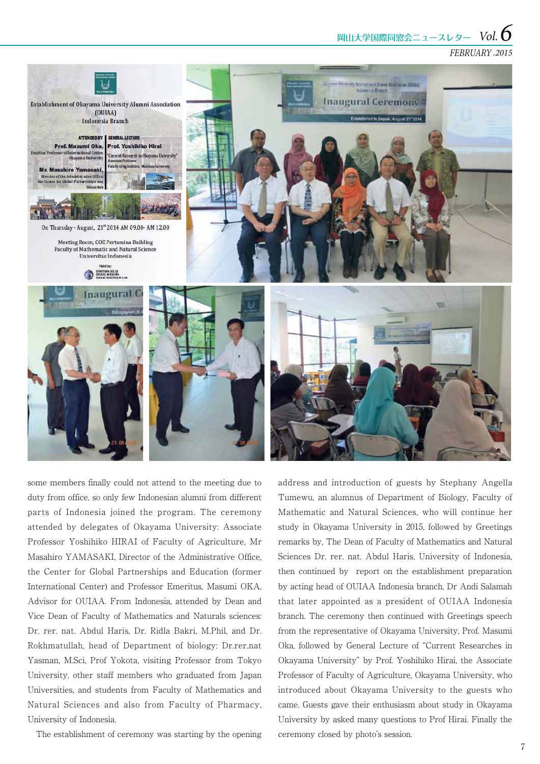some members finally could not attend to the meeting due to duty from office, so only few Indonesian alumni from different parts of Indonesia joined the program. The ceremony attended by delegates of Okayama University: Associate Professor Yoshihiko HIRAI of Faculty of Agriculture, Mr Masahiro YAMASAKI, Director of the Administrative Office, the Center for Global Partnerships and Education (former International Center) and Professor Emeritus, Masumi OKA, Advisor for OUIAA. From Indonesia, attended by Dean and Vice Dean of Faculty of Mathematics and Naturals sciences: Dr. rer. nat. Abdul Haris, Dr. Ridla Bakri, M.Phil, and Dr. Rokhmatullah, head of Department of biology: Dr.rer.nat Yasman, M.Sci, Prof Yokota, visiting Professor from Tokyo University, other staff members who graduated from Japan Universities, and students from Faculty of Mathematics and Natural Sciences and also from Faculty of Pharmacy, University of Indonesia.

The establishment of ceremony was starting by the opening address and introduction of guests by Stephany Angella Tumewu, an alumnus of Department of Biology, Faculty of Mathematic and Natural Sciences, who will continue her study in Okayama University in 2015, followed by Greetings remarks by, The Dean of Faculty of Mathematics and Natural Sciences Dr. rer. nat. Abdul Haris, University of Indonesia, then continued by report on the establishment preparation by acting head of OUIAA Indonesia branch, Dr Andi Salamah that later appointed as a president of OUIAA Indonesia branch. The ceremony then continued with Greetings speech from the representative of Okayama University, Prof. Masumi Oka, followed by General Lecture of "Current Researches in Okayama University" by Prof. Yoshihiko Hirai, the Associate Professor of Faculty of Agriculture, Okayama University, who introduced about Okayama University to the guests who came. Guests gave their enthusiasm about study in Okayama University by asked many questions to Prof Hirai. Finally the ceremony closed by photo's session.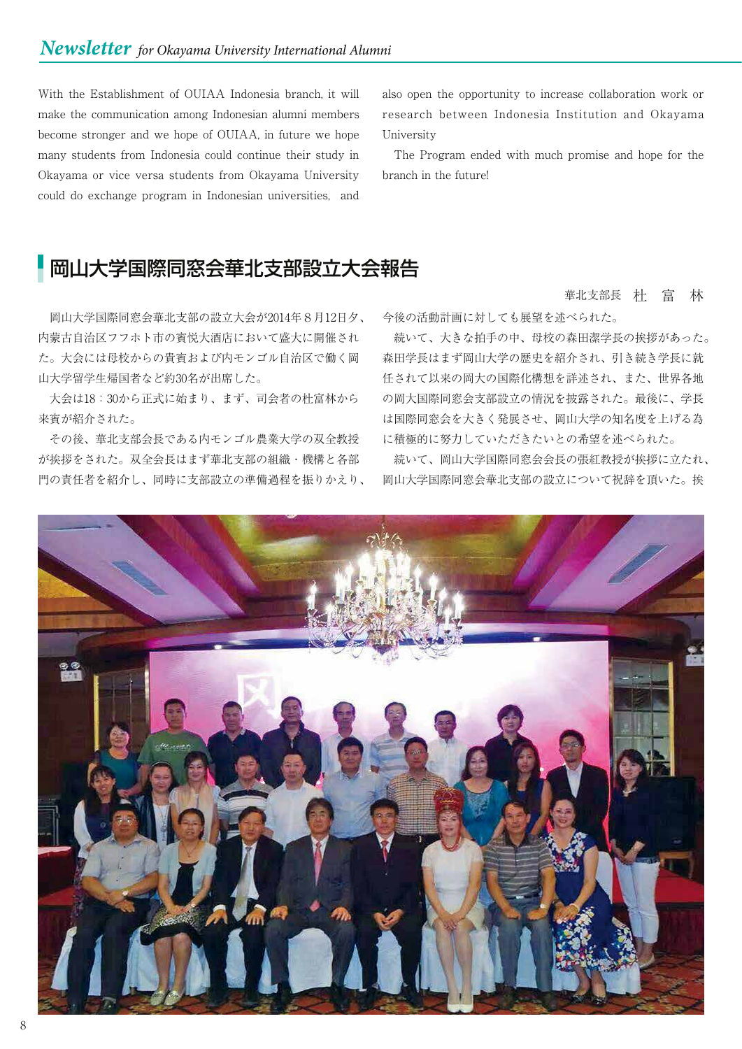With the Establishment of OUIAA Indonesia branch, it will make the communication among Indonesian alumni members become stronger and we hope of OUIAA, in future we hope many students from Indonesia could continue their study in Okayama or vice versa students from Okayama University could do exchange program in Indonesian universities, and also open the opportunity to increase collaboration work or research between Indonesia Institution and Okayama University

The Program ended with much promise and hope for the branch in the future!

## 岡山大学国際同窓会華北支部設立大会報告

華北支部長　杜　富　林

岡山大学国際同窓会華北支部の設立大会が2014年８月12日夕、内蒙古自治区フフホト市の賓悦大酒店において盛大に開催された。大会には母校からの貴賓および内モンゴル自治区で働く岡山大学留学生帰国者など約30名が出席した。

大会は18：30から正式に始まり、まず、司会者の杜富林から来賓が紹介された。

その後、華北支部会長である内モンゴル農業大学の双全教授が挨拶をされた。双全会長はまず華北支部の組織・機構と各部門の責任者を紹介し、同時に支部設立の準備過程を振りかえり、今後の活動計画に対しても展望を述べられた。

続いて、大きな拍手の中、母校の森田潔学長の挨拶があった。森田学長はまず岡山大学の歴史を紹介され、引き続き学長に就任されて以来の岡大の国際化構想を詳述され、また、世界各地の岡大国際同窓会支部設立の情況を披露された。最後に、学長は国際同窓会を大きく発展させ、岡山大学の知名度を上げる為に積極的に努力していただきたいとの希望を述べられた。

続いて、岡山大学国際同窓会会長の張紅教授が挨拶に立たれ、岡山大学国際同窓会華北支部の設立について祝辞を頂いた。挨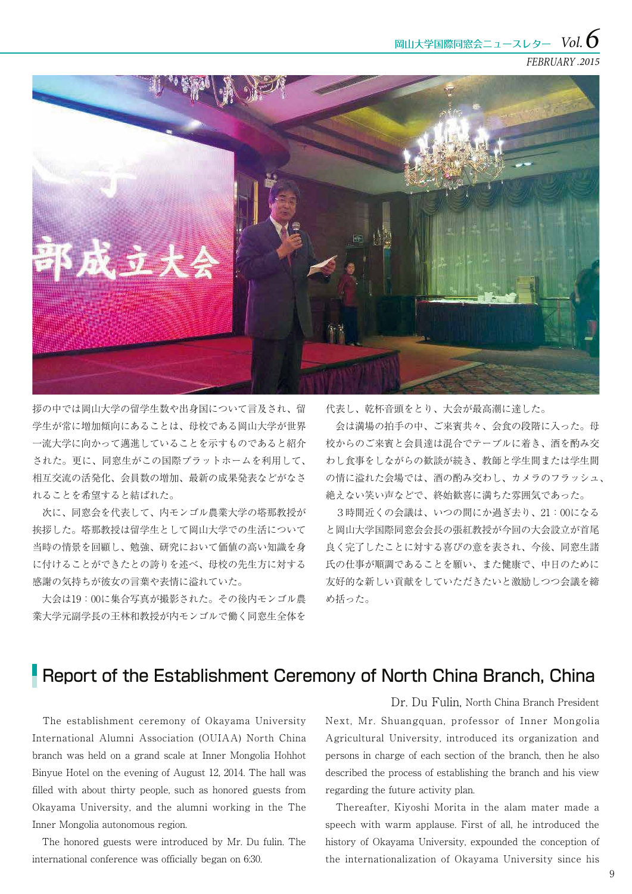拶の中では岡山大学の留学生数や出身国について言及され、留学生が常に増加傾向にあることは、母校である岡山大学が世界一流大学に向かって邁進していることを示すものであると紹介された。更に、同窓生がこの国際プラットホームを利用して、相互交流の活発化、会員数の増加、最新の成果発表などがなされることを希望すると結ばれた。

次に、同窓会を代表して、内モンゴル農業大学の塔那教授が挨拶した。塔那教授は留学生として岡山大学での生活について当時の情景を回顧し、勉強、研究において価値の高い知識を身に付けることができたとの誇りを述べ、母校の先生方に対する感謝の気持ちが彼女の言葉や表情に溢れていた。

大会は19：00に集合写真が撮影された。その後内モンゴル農業大学元副学長の王林和教授が内モンゴルで働く同窓生全体を代表し、乾杯音頭をとり、大会が最高潮に達した。

会は満場の拍手の中、ご来賓共々、会食の段階に入った。母校からのご来賓と会員達は混合でテーブルに着き、酒を酌み交わし食事をしながらの歓談が続き、教師と学生間または学生間の情に溢れた会場では、酒の酌み交わし、カメラのフラッシュ、絶えない笑い声などで、終始歓喜に満ちた雰囲気であった。

３時間近くの会議は、いつの間にか過ぎ去り、21：00になると岡山大学国際同窓会会長の張紅教授が今回の大会設立が首尾良く完了したことに対する喜びの意を表され、今後、同窓生諸氏の仕事が順調であることを願い、また健康で、中日のために友好的な新しい貢献をしていただきたいと激励しつつ会議を締め括った。

## Report of the Establishment Ceremony of North China Branch, China

Dr. Du Fulin, North China Branch President

The establishment ceremony of Okayama University International Alumni Association (OUIAA) North China branch was held on a grand scale at Inner Mongolia Hohhot Binyue Hotel on the evening of August 12, 2014. The hall was filled with about thirty people, such as honored guests from Okayama University, and the alumni working in the The Inner Mongolia autonomous region.

The honored guests were introduced by Mr. Du fulin. The international conference was officially began on 6:30.

Next, Mr. Shuangquan, professor of Inner Mongolia Agricultural University, introduced its organization and persons in charge of each section of the branch, then he also described the process of establishing the branch and his view regarding the future activity plan.

Thereafter, Kiyoshi Morita in the alam mater made a speech with warm applause. First of all, he introduced the history of Okayama University, expounded the conception of the internationalization of Okayama University since his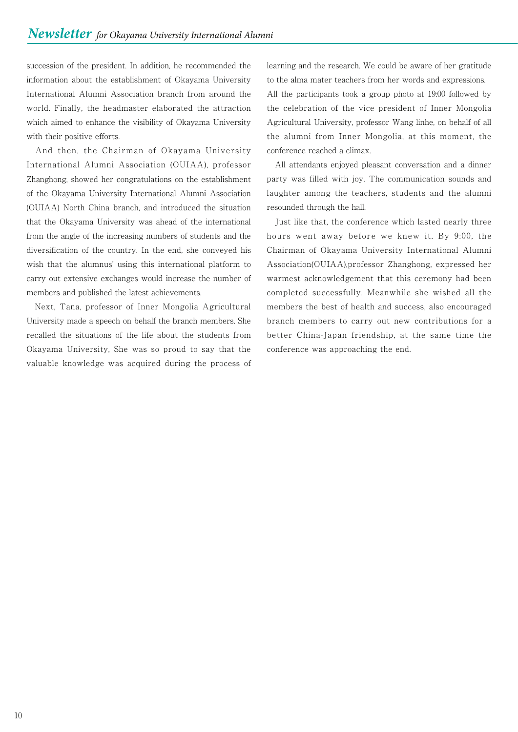succession of the president. In addition, he recommended the information about the establishment of Okayama University International Alumni Association branch from around the world. Finally, the headmaster elaborated the attraction which aimed to enhance the visibility of Okayama University with their positive efforts.

And then, the Chairman of Okayama University International Alumni Association (OUIAA), professor Zhanghong, showed her congratulations on the establishment of the Okayama University International Alumni Association (OUIAA) North China branch, and introduced the situation that the Okayama University was ahead of the international from the angle of the increasing numbers of students and the diversification of the country. In the end, she conveyed his wish that the alumnus' using this international platform to carry out extensive exchanges would increase the number of members and published the latest achievements.

Next, Tana, professor of Inner Mongolia Agricultural University made a speech on behalf the branch members. She recalled the situations of the life about the students from Okayama University, She was so proud to say that the valuable knowledge was acquired during the process of learning and the research. We could be aware of her gratitude to the alma mater teachers from her words and expressions.

All the participants took a group photo at 19:00 followed by the celebration of the vice president of Inner Mongolia Agricultural University, professor Wang linhe, on behalf of all the alumni from Inner Mongolia, at this moment, the conference reached a climax.

All attendants enjoyed pleasant conversation and a dinner party was filled with joy. The communication sounds and laughter among the teachers, students and the alumni resounded through the hall.

Just like that, the conference which lasted nearly three hours went away before we knew it. By 9:00, the Chairman of Okayama University International Alumni Association(OUIAA),professor Zhanghong, expressed her warmest acknowledgement that this ceremony had been completed successfully. Meanwhile she wished all the members the best of health and success, also encouraged branch members to carry out new contributions for a better China-Japan friendship, at the same time the conference was approaching the end.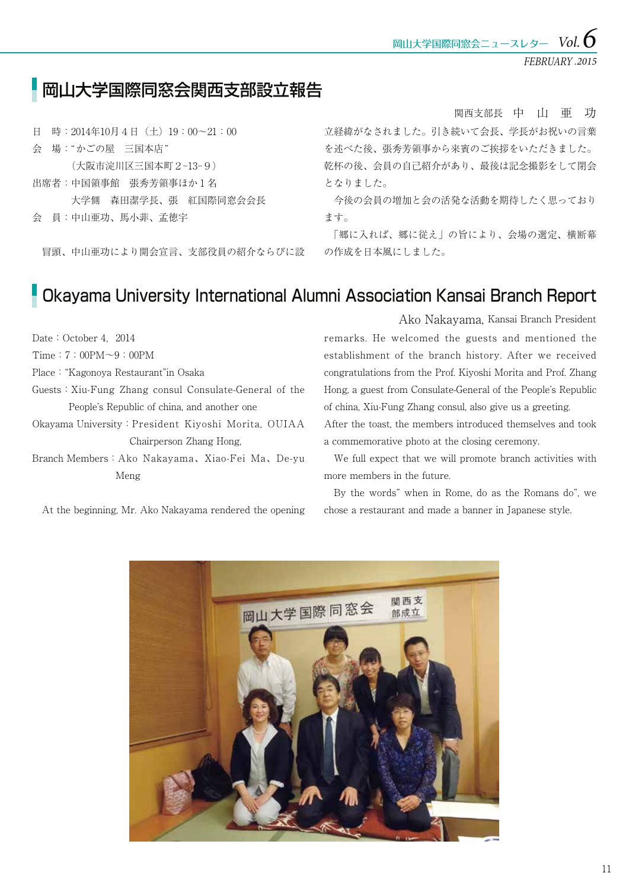# 岡山大学国際同窓会関西支部設立報告

関西支部長　中　山　亜　功

日　時：2014年10月４日（土）19：00～21：00
会　場："かごの屋　三国本店"
　　　（大阪市淀川区三国本町２-13-９）
出席者：中国領事館　張秀芳領事ほか１名
　　　　大学側　森田潔学長、張　紅国際同窓会会長
会　員：中山亜功、馬小菲、孟徳宇

冒頭、中山亜功により開会宣言、支部役員の紹介ならびに設立経緯がなされました。引き続いて会長、学長がお祝いの言葉を述べた後、張秀芳領事から来賓のご挨拶をいただきました。乾杯の後、会員の自己紹介があり、最後は記念撮影をして閉会となりました。

今後の会員の増加と会の活発な活動を期待したく思っております。

「郷に入れば、郷に従え」の旨により、会場の選定、横断幕の作成を日本風にしました。

# Okayama University International Alumni Association Kansai Branch Report

Ako Nakayama, Kansai Branch President

Date：October 4, 2014
Time：7：00PM～9：00PM
Place："Kagonoya Restaurant"in Osaka
Guests：Xiu-Fung Zhang consul Consulate-General of the People's Republic of china, and another one
Okayama University：President Kiyoshi Morita, OUIAA Chairperson Zhang Hong,
Branch Members：Ako Nakayama、Xiao-Fei Ma、De-yu Meng

At the beginning, Mr. Ako Nakayama rendered the opening remarks. He welcomed the guests and mentioned the establishment of the branch history. After we received congratulations from the Prof. Kiyoshi Morita and Prof. Zhang Hong, a guest from Consulate-General of the People's Republic of china, Xiu-Fung Zhang consul, also give us a greeting. After the toast, the members introduced themselves and took a commemorative photo at the closing ceremony.

We full expect that we will promote branch activities with more members in the future.

By the words" when in Rome, do as the Romans do", we chose a restaurant and made a banner in Japanese style.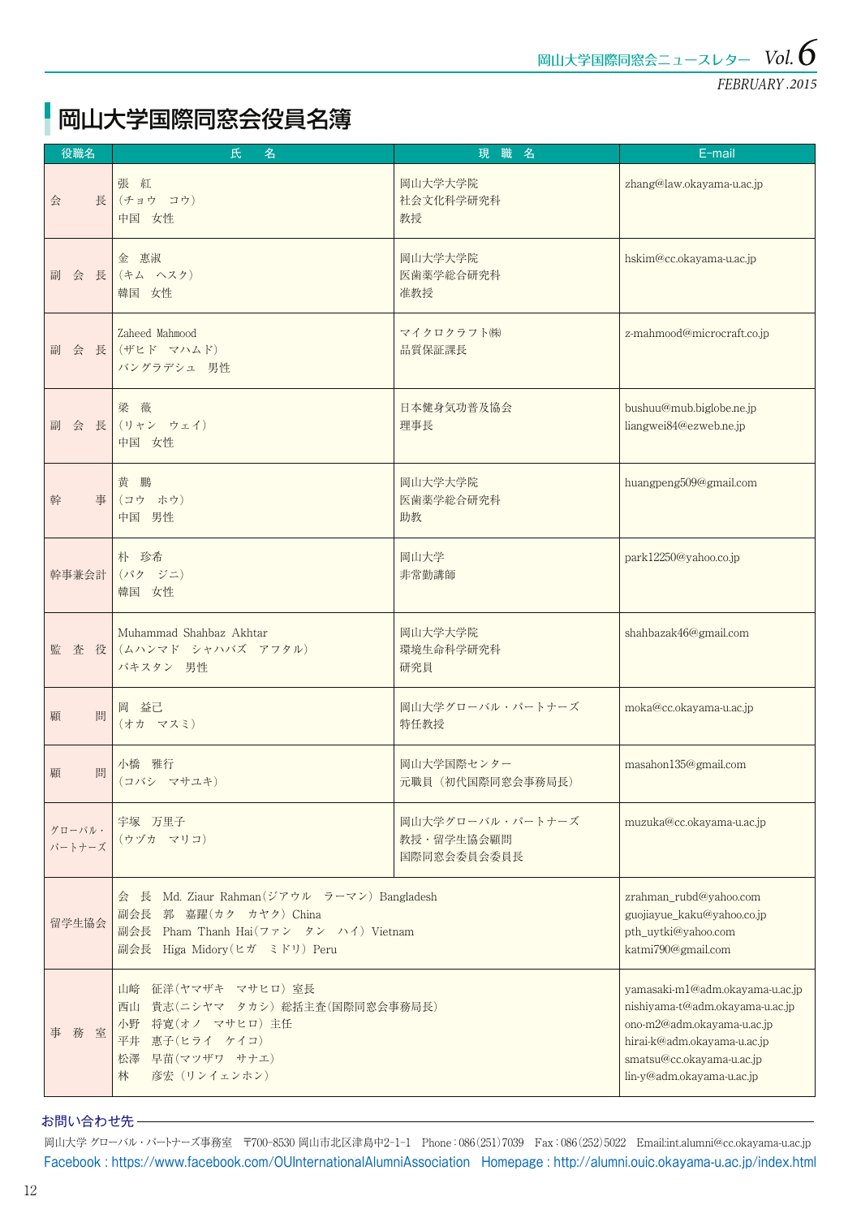# 岡山大学国際同窓会役員名簿

| 役職名 | 氏　　名 | 現　職　名 | E-mail |
|---|---|---|---|
| 会　　長 | 張　紅<br>（チョウ　コウ）<br>中国　女性 | 岡山大学大学院<br>社会文化科学研究科<br>教授 | zhang@law.okayama-u.ac.jp |
| 副　会　長 | 金　惠淑<br>（キム　ヘスク）<br>韓国　女性 | 岡山大学大学院<br>医歯薬学総合研究科<br>准教授 | hskim@cc.okayama-u.ac.jp |
| 副　会　長 | Zaheed Mahmood<br>（ザヒド　マハムド）<br>バングラデシュ　男性 | マイクロクラフト㈱<br>品質保証課長 | z-mahmood@microcraft.co.jp |
| 副　会　長 | 梁　薇<br>（リャン　ウェイ）<br>中国　女性 | 日本健身気功普及協会<br>理事長 | bushuu@mub.biglobe.ne.jp<br>liangwei84@ezweb.ne.jp |
| 幹　　事 | 黄　鵬<br>（コウ　ホウ）<br>中国　男性 | 岡山大学大学院<br>医歯薬学総合研究科<br>助教 | huangpeng509@gmail.com |
| 幹事兼会計 | 朴　珍希<br>（パク　ジニ）<br>韓国　女性 | 岡山大学<br>非常勤講師 | park12250@yahoo.co.jp |
| 監　査　役 | Muhammad Shahbaz Akhtar<br>（ムハンマド　シャハバズ　アフタル）<br>パキスタン　男性 | 岡山大学大学院<br>環境生命科学研究科<br>研究員 | shahbazak46@gmail.com |
| 顧　　問 | 岡　益已<br>（オカ　マスミ） | 岡山大学グローバル・パートナーズ<br>特任教授 | moka@cc.okayama-u.ac.jp |
| 顧　　問 | 小橋　雅行<br>（コバシ　マサユキ） | 岡山大学国際センター<br>元職員（初代国際同窓会事務局長） | masahon135@gmail.com |
| グローバル・パートナーズ | 宇塚　万里子<br>（ウヅカ　マリコ） | 岡山大学グローバル・パートナーズ<br>教授・留学生協会顧問<br>国際同窓会委員会委員長 | muzuka@cc.okayama-u.ac.jp |
| 留学生協会 | 会　長　Md. Ziaur Rahman（ジアウル　ラーマン）Bangladesh<br>副会長　郭　嘉耀（カク　カヤク）China<br>副会長　Pham Thanh Hai（ファン　タン　ハイ）Vietnam<br>副会長　Higa Midory（ヒガ　ミドリ）Peru | | zrahman_rubd@yahoo.com<br>guojiayue_kaku@yahoo.co.jp<br>pth_uytki@yahoo.com<br>katmi790@gmail.com |
| 事　務　室 | 山﨑　征洋（ヤマザキ　マサヒロ）室長<br>西山　貴志（ニシヤマ　タカシ）総括主査（国際同窓会事務局長）<br>小野　将寛（オノ　マサヒロ）主任<br>平井　惠子（ヒライ　ケイコ）<br>松澤　早苗（マツザワ　サナエ）<br>林　　彦宏（リンイェンホン） | | yamasaki-m1@adm.okayama-u.ac.jp<br>nishiyama-t@adm.okayama-u.ac.jp<br>ono-m2@adm.okayama-u.ac.jp<br>hirai-k@adm.okayama-u.ac.jp<br>smatsu@cc.okayama-u.ac.jp<br>lin-y@adm.okayama-u.ac.jp |

**お問い合わせ先**

岡山大学 グローバル・パートナーズ事務室　〒700-8530 岡山市北区津島中2-1-1　Phone：086（251）7039　Fax：086（252）5022　Email:int.alumni@cc.okayama-u.ac.jp

Facebook : https://www.facebook.com/OUInternationalAlumniAssociation　Homepage : http://alumni.ouic.okayama-u.ac.jp/index.html